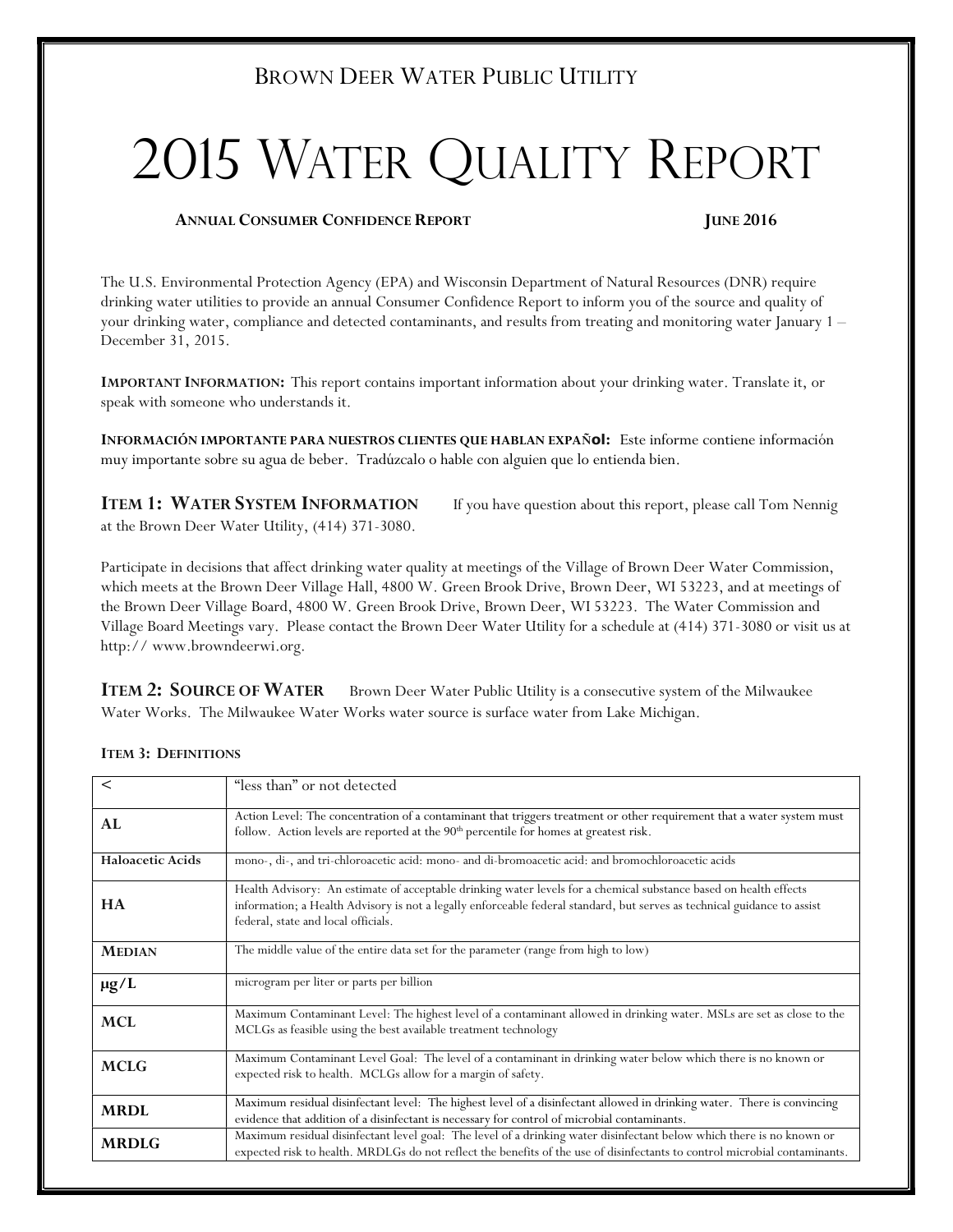BROWN DEER WATER PUBLIC UTILITY

# 2015 WATER QUALITY REPORT

**ANNUAL CONSUMER CONFIDENCE REPORT** **JUNE 2016**

The U.S. Environmental Protection Agency (EPA) and Wisconsin Department of Natural Resources (DNR) require drinking water utilities to provide an annual Consumer Confidence Report to inform you of the source and quality of your drinking water, compliance and detected contaminants, and results from treating and monitoring water January 1 – December 31, 2015.

**IMPORTANT INFORMATION:** This report contains important information about your drinking water. Translate it, or speak with someone who understands it.

**INFORMACIÓN IMPORTANTE PARA NUESTROS CLIENTES QUE HABLAN EXPAÑOL:** Este informe contiene información muy importante sobre su agua de beber. Tradúzcalo o hable con alguien que lo entienda bien.

## ITEM 1: WATER SYSTEM INFORMATION

If you have question about this report, please call Tom Nennig at the Brown Deer Water Utility, (414) 371-3080.

Participate in decisions that affect drinking water quality at meetings of the Village of Brown Deer Water Commission, which meets at the Brown Deer Village Hall, 4800 W. Green Brook Drive, Brown Deer, WI 53223, and at meetings of the Brown Deer Village Board, 4800 W. Green Brook Drive, Brown Deer, WI 53223. The Water Commission and Village Board Meetings vary. Please contact the Brown Deer Water Utility for a schedule at (414) 371-3080 or visit us at http:// www.browndeerwi.org.

## ITEM 2: SOURCE OF WATER

Brown Deer Water Public Utility is a consecutive system of the Milwaukee Water Works. The Milwaukee Water Works water source is surface water from Lake Michigan.

### ITEM 3: DEFINITIONS

| | |
|---|---|
| < | "less than" or not detected |
| **AL** | Action Level: The concentration of a contaminant that triggers treatment or other requirement that a water system must follow. Action levels are reported at the 90th percentile for homes at greatest risk. |
| **Haloacetic Acids** | mono-, di-, and tri-chloroacetic acid: mono- and di-bromoacetic acid: and bromochloroacetic acids |
| **HA** | Health Advisory: An estimate of acceptable drinking water levels for a chemical substance based on health effects information; a Health Advisory is not a legally enforceable federal standard, but serves as technical guidance to assist federal, state and local officials. |
| **MEDIAN** | The middle value of the entire data set for the parameter (range from high to low) |
| **μg/L** | microgram per liter or parts per billion |
| **MCL** | Maximum Contaminant Level: The highest level of a contaminant allowed in drinking water. MSLs are set as close to the MCLGs as feasible using the best available treatment technology |
| **MCLG** | Maximum Contaminant Level Goal: The level of a contaminant in drinking water below which there is no known or expected risk to health. MCLGs allow for a margin of safety. |
| **MRDL** | Maximum residual disinfectant level: The highest level of a disinfectant allowed in drinking water. There is convincing evidence that addition of a disinfectant is necessary for control of microbial contaminants. |
| **MRDLG** | Maximum residual disinfectant level goal: The level of a drinking water disinfectant below which there is no known or expected risk to health. MRDLGs do not reflect the benefits of the use of disinfectants to control microbial contaminants. |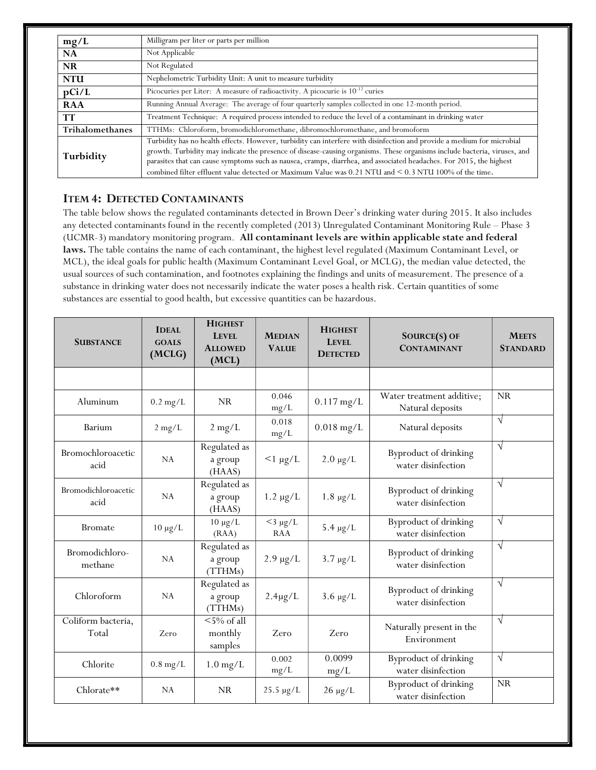| | |
|---|---|
| **mg/L** | Milligram per liter or parts per million |
| **NA** | Not Applicable |
| **NR** | Not Regulated |
| **NTU** | Nephelometric Turbidity Unit: A unit to measure turbidity |
| **pCi/L** | Picocuries per Liter: A measure of radioactivity. A picocurie is $10^{-12}$ curies |
| **RAA** | Running Annual Average: The average of four quarterly samples collected in one 12-month period. |
| **TT** | Treatment Technique: A required process intended to reduce the level of a contaminant in drinking water |
| **Trihalomethanes** | TTHMs: Chloroform, bromodichloromethane, dibromochloromethane, and bromoform |
| **Turbidity** | Turbidity has no health effects. However, turbidity can interfere with disinfection and provide a medium for microbial growth. Turbidity may indicate the presence of disease-causing organisms. These organisms include bacteria, viruses, and parasites that can cause symptoms such as nausea, cramps, diarrhea, and associated headaches. For 2015, the highest combined filter effluent value detected or Maximum Value was 0.21 NTU and < 0.3 NTU 100% of the time. |

## ITEM 4: DETECTED CONTAMINANTS

The table below shows the regulated contaminants detected in Brown Deer's drinking water during 2015. It also includes any detected contaminants found in the recently completed (2013) Unregulated Contaminant Monitoring Rule – Phase 3 (UCMR-3) mandatory monitoring program. **All contaminant levels are within applicable state and federal laws.** The table contains the name of each contaminant, the highest level regulated (Maximum Contaminant Level, or MCL), the ideal goals for public health (Maximum Contaminant Level Goal, or MCLG), the median value detected, the usual sources of such contamination, and footnotes explaining the findings and units of measurement. The presence of a substance in drinking water does not necessarily indicate the water poses a health risk. Certain quantities of some substances are essential to good health, but excessive quantities can be hazardous.

| SUBSTANCE | IDEAL GOALS (MCLG) | HIGHEST LEVEL ALLOWED (MCL) | MEDIAN VALUE | HIGHEST LEVEL DETECTED | SOURCE(S) OF CONTAMINANT | MEETS STANDARD |
|---|---|---|---|---|---|---|
| | | | | | | |
| Aluminum | 0.2 mg/L | NR | 0.046 mg/L | 0.117 mg/L | Water treatment additive; Natural deposits | NR |
| Barium | 2 mg/L | 2 mg/L | 0.018 mg/L | 0.018 mg/L | Natural deposits | √ |
| Bromochloroacetic acid | NA | Regulated as a group (HAAS) | <1 μg/L | 2.0 μg/L | Byproduct of drinking water disinfection | √ |
| Bromodichloroacetic acid | NA | Regulated as a group (HAAS) | 1.2 μg/L | 1.8 μg/L | Byproduct of drinking water disinfection | √ |
| Bromate | 10 μg/L | 10 μg/L (RAA) | <3 μg/L RAA | 5.4 μg/L | Byproduct of drinking water disinfection | √ |
| Bromodichloro-methane | NA | Regulated as a group (TTHMs) | 2.9 μg/L | 3.7 μg/L | Byproduct of drinking water disinfection | √ |
| Chloroform | NA | Regulated as a group (TTHMs) | 2.4μg/L | 3.6 μg/L | Byproduct of drinking water disinfection | √ |
| Coliform bacteria, Total | Zero | <5% of all monthly samples | Zero | Zero | Naturally present in the Environment | √ |
| Chlorite | 0.8 mg/L | 1.0 mg/L | 0.002 mg/L | 0.0099 mg/L | Byproduct of drinking water disinfection | √ |
| Chlorate** | NA | NR | 25.5 μg/L | 26 μg/L | Byproduct of drinking water disinfection | NR |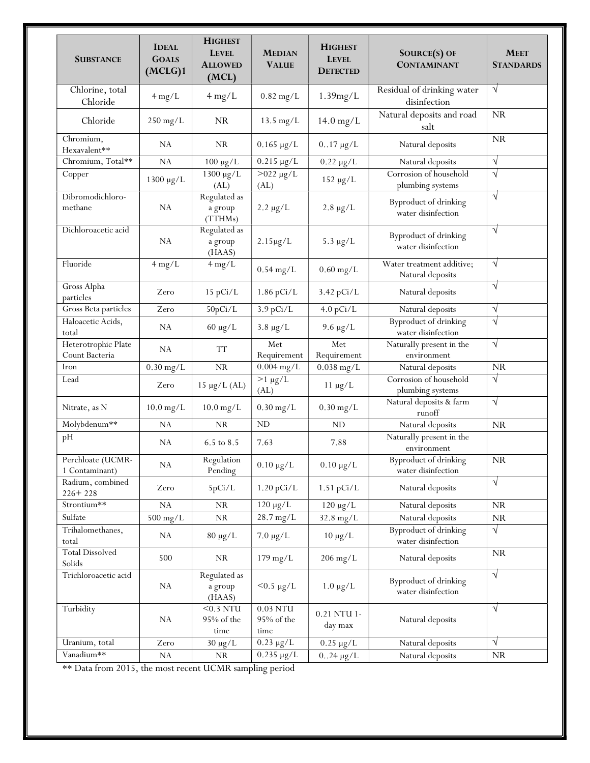| SUBSTANCE | IDEAL GOALS (MCLG)1 | HIGHEST LEVEL ALLOWED (MCL) | MEDIAN VALUE | HIGHEST LEVEL DETECTED | SOURCE(S) OF CONTAMINANT | MEET STANDARDS |
|---|---|---|---|---|---|---|
| Chlorine, total Chloride | 4 mg/L | 4 mg/L | 0.82 mg/L | 1.39mg/L | Residual of drinking water disinfection | √ |
| Chloride | 250 mg/L | NR | 13.5 mg/L | 14.0 mg/L | Natural deposits and road salt | NR |
| Chromium, Hexavalent** | NA | NR | 0.165 µg/L | 0..17 µg/L | Natural deposits | NR |
| Chromium, Total** | NA | 100 µg/L | 0.215 µg/L | 0.22 µg/L | Natural deposits | √ |
| Copper | 1300 µg/L | 1300 µg/L (AL) | >022 µg/L (AL) | 152 µg/L | Corrosion of household plumbing systems | √ |
| Dibromodichloro-methane | NA | Regulated as a group (TTHMs) | 2.2 µg/L | 2.8 µg/L | Byproduct of drinking water disinfection | √ |
| Dichloroacetic acid | NA | Regulated as a group (HAAS) | 2.15µg/L | 5.3 µg/L | Byproduct of drinking water disinfection | √ |
| Fluoride | 4 mg/L | 4 mg/L | 0.54 mg/L | 0.60 mg/L | Water treatment additive; Natural deposits | √ |
| Gross Alpha particles | Zero | 15 pCi/L | 1.86 pCi/L | 3.42 pCi/L | Natural deposits | √ |
| Gross Beta particles | Zero | 50pCi/L | 3.9 pCi/L | 4.0 pCi/L | Natural deposits | √ |
| Haloacetic Acids, total | NA | 60 µg/L | 3.8 µg/L | 9.6 µg/L | Byproduct of drinking water disinfection | √ |
| Heterotrophic Plate Count Bacteria | NA | TT | Met Requirement | Met Requirement | Naturally present in the environment | √ |
| Iron | 0.30 mg/L | NR | 0.004 mg/L | 0.038 mg/L | Natural deposits | NR |
| Lead | Zero | 15 µg/L (AL) | >1 µg/L (AL) | 11 µg/L | Corrosion of household plumbing systems | √ |
| Nitrate, as N | 10.0 mg/L | 10.0 mg/L | 0.30 mg/L | 0.30 mg/L | Natural deposits & farm runoff | √ |
| Molybdenum** | NA | NR | ND | ND | Natural deposits | NR |
| pH | NA | 6.5 to 8.5 | 7.63 | 7.88 | Naturally present in the environment | |
| Perchloate (UCMR-1 Contaminant) | NA | Regulation Pending | 0.10 µg/L | 0.10 µg/L | Byproduct of drinking water disinfection | NR |
| Radium, combined 226+ 228 | Zero | 5pCi/L | 1.20 pCi/L | 1.51 pCi/L | Natural deposits | √ |
| Strontium** | NA | NR | 120 µg/L | 120 µg/L | Natural deposits | NR |
| Sulfate | 500 mg/L | NR | 28.7 mg/L | 32.8 mg/L | Natural deposits | NR |
| Trihalomethanes, total | NA | 80 µg/L | 7.0 µg/L | 10 µg/L | Byproduct of drinking water disinfection | √ |
| Total Dissolved Solids | 500 | NR | 179 mg/L | 206 mg/L | Natural deposits | NR |
| Trichloroacetic acid | NA | Regulated as a group (HAAS) | <0.5 µg/L | 1.0 µg/L | Byproduct of drinking water disinfection | √ |
| Turbidity | NA | <0.3 NTU 95% of the time | 0.03 NTU 95% of the time | 0.21 NTU 1-day max | Natural deposits | √ |
| Uranium, total | Zero | 30 µg/L | 0.23 µg/L | 0.25 µg/L | Natural deposits | √ |
| Vanadium** | NA | NR | 0.235 µg/L | 0..24 µg/L | Natural deposits | NR |

** Data from 2015, the most recent UCMR sampling period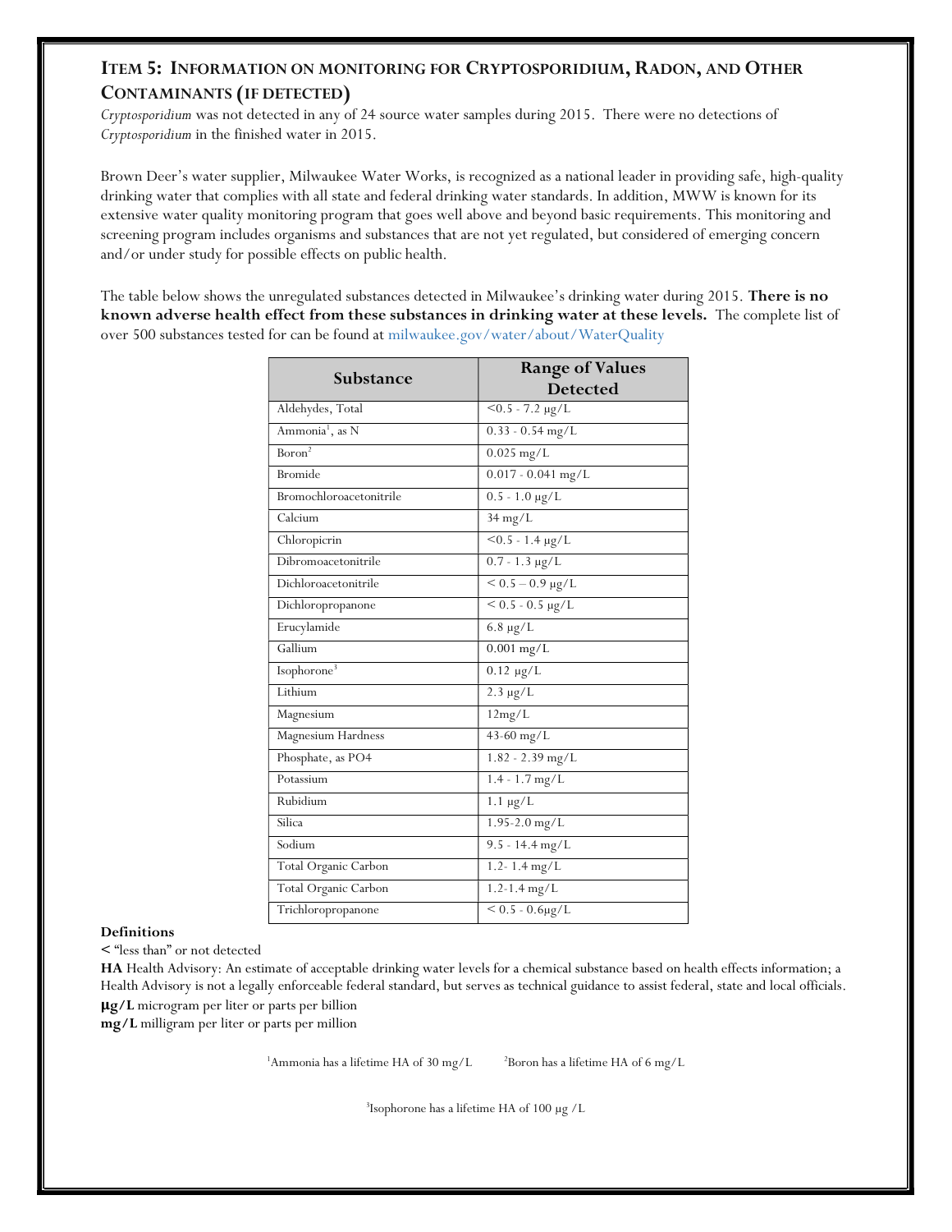## Item 5: Information on monitoring for Cryptosporidium, Radon, and Other Contaminants (if detected)

*Cryptosporidium* was not detected in any of 24 source water samples during 2015. There were no detections of *Cryptosporidium* in the finished water in 2015.

Brown Deer's water supplier, Milwaukee Water Works, is recognized as a national leader in providing safe, high-quality drinking water that complies with all state and federal drinking water standards. In addition, MWW is known for its extensive water quality monitoring program that goes well above and beyond basic requirements. This monitoring and screening program includes organisms and substances that are not yet regulated, but considered of emerging concern and/or under study for possible effects on public health.

The table below shows the unregulated substances detected in Milwaukee's drinking water during 2015. **There is no known adverse health effect from these substances in drinking water at these levels.** The complete list of over 500 substances tested for can be found at milwaukee.gov/water/about/WaterQuality

| Substance | Range of Values Detected |
|---|---|
| Aldehydes, Total | <0.5 - 7.2 μg/L |
| Ammonia[1], as N | 0.33 - 0.54 mg/L |
| Boron[2] | 0.025 mg/L |
| Bromide | 0.017 - 0.041 mg/L |
| Bromochloroacetonitrile | 0.5 - 1.0 μg/L |
| Calcium | 34 mg/L |
| Chloropicrin | <0.5 - 1.4 μg/L |
| Dibromoacetonitrile | 0.7 - 1.3 μg/L |
| Dichloroacetonitrile | < 0.5 – 0.9 μg/L |
| Dichloropropanone | < 0.5 - 0.5 μg/L |
| Erucylamide | 6.8 μg/L |
| Gallium | 0.001 mg/L |
| Isophorone[3] | 0.12 μg/L |
| Lithium | 2.3 μg/L |
| Magnesium | 12mg/L |
| Magnesium Hardness | 43-60 mg/L |
| Phosphate, as PO4 | 1.82 - 2.39 mg/L |
| Potassium | 1.4 - 1.7 mg/L |
| Rubidium | 1.1 μg/L |
| Silica | 1.95-2.0 mg/L |
| Sodium | 9.5 - 14.4 mg/L |
| Total Organic Carbon | 1.2- 1.4 mg/L |
| Total Organic Carbon | 1.2-1.4 mg/L |
| Trichloropropanone | < 0.5 - 0.6μg/L |

**Definitions**

**<** "less than" or not detected

**HA** Health Advisory: An estimate of acceptable drinking water levels for a chemical substance based on health effects information; a Health Advisory is not a legally enforceable federal standard, but serves as technical guidance to assist federal, state and local officials.

**μg/L** microgram per liter or parts per billion

**mg/L** milligram per liter or parts per million

[1]Ammonia has a lifetime HA of 30 mg/L [2]Boron has a lifetime HA of 6 mg/L

[3]Isophorone has a lifetime HA of 100 μg /L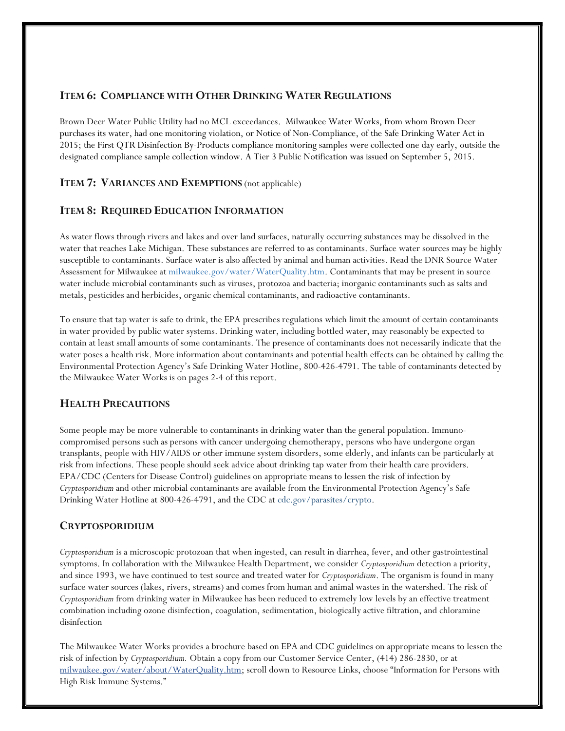## ITEM 6: COMPLIANCE WITH OTHER DRINKING WATER REGULATIONS

Brown Deer Water Public Utility had no MCL exceedances. Milwaukee Water Works, from whom Brown Deer purchases its water, had one monitoring violation, or Notice of Non-Compliance, of the Safe Drinking Water Act in 2015; the First QTR Disinfection By-Products compliance monitoring samples were collected one day early, outside the designated compliance sample collection window. A Tier 3 Public Notification was issued on September 5, 2015.

## ITEM 7: VARIANCES AND EXEMPTIONS (not applicable)

## ITEM 8: REQUIRED EDUCATION INFORMATION

As water flows through rivers and lakes and over land surfaces, naturally occurring substances may be dissolved in the water that reaches Lake Michigan. These substances are referred to as contaminants. Surface water sources may be highly susceptible to contaminants. Surface water is also affected by animal and human activities. Read the DNR Source Water Assessment for Milwaukee at milwaukee.gov/water/WaterQuality.htm. Contaminants that may be present in source water include microbial contaminants such as viruses, protozoa and bacteria; inorganic contaminants such as salts and metals, pesticides and herbicides, organic chemical contaminants, and radioactive contaminants.

To ensure that tap water is safe to drink, the EPA prescribes regulations which limit the amount of certain contaminants in water provided by public water systems. Drinking water, including bottled water, may reasonably be expected to contain at least small amounts of some contaminants. The presence of contaminants does not necessarily indicate that the water poses a health risk. More information about contaminants and potential health effects can be obtained by calling the Environmental Protection Agency's Safe Drinking Water Hotline, 800-426-4791. The table of contaminants detected by the Milwaukee Water Works is on pages 2-4 of this report.

## HEALTH PRECAUTIONS

Some people may be more vulnerable to contaminants in drinking water than the general population. Immuno-compromised persons such as persons with cancer undergoing chemotherapy, persons who have undergone organ transplants, people with HIV/AIDS or other immune system disorders, some elderly, and infants can be particularly at risk from infections. These people should seek advice about drinking tap water from their health care providers. EPA/CDC (Centers for Disease Control) guidelines on appropriate means to lessen the risk of infection by *Cryptosporidium* and other microbial contaminants are available from the Environmental Protection Agency's Safe Drinking Water Hotline at 800-426-4791, and the CDC at cdc.gov/parasites/crypto.

## CRYPTOSPORIDIUM

*Cryptosporidium* is a microscopic protozoan that when ingested, can result in diarrhea, fever, and other gastrointestinal symptoms. In collaboration with the Milwaukee Health Department, we consider *Cryptosporidium* detection a priority, and since 1993, we have continued to test source and treated water for *Cryptosporidium*. The organism is found in many surface water sources (lakes, rivers, streams) and comes from human and animal wastes in the watershed. The risk of *Cryptosporidium* from drinking water in Milwaukee has been reduced to extremely low levels by an effective treatment combination including ozone disinfection, coagulation, sedimentation, biologically active filtration, and chloramine disinfection

The Milwaukee Water Works provides a brochure based on EPA and CDC guidelines on appropriate means to lessen the risk of infection by *Cryptosporidium.* Obtain a copy from our Customer Service Center, (414) 286-2830, or at milwaukee.gov/water/about/WaterQuality.htm; scroll down to Resource Links, choose "Information for Persons with High Risk Immune Systems."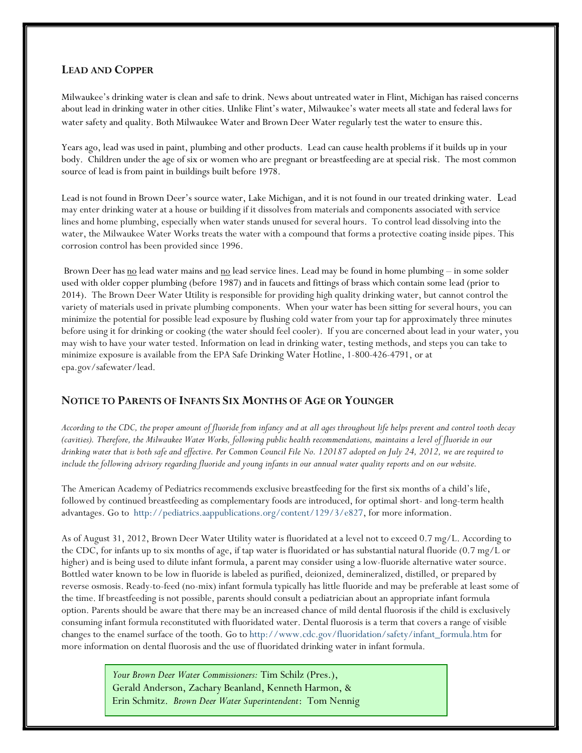## Lead and Copper

Milwaukee's drinking water is clean and safe to drink. News about untreated water in Flint, Michigan has raised concerns about lead in drinking water in other cities. Unlike Flint's water, Milwaukee's water meets all state and federal laws for water safety and quality. Both Milwaukee Water and Brown Deer Water regularly test the water to ensure this.

Years ago, lead was used in paint, plumbing and other products. Lead can cause health problems if it builds up in your body. Children under the age of six or women who are pregnant or breastfeeding are at special risk. The most common source of lead is from paint in buildings built before 1978.

Lead is not found in Brown Deer's source water, Lake Michigan, and it is not found in our treated drinking water. Lead may enter drinking water at a house or building if it dissolves from materials and components associated with service lines and home plumbing, especially when water stands unused for several hours. To control lead dissolving into the water, the Milwaukee Water Works treats the water with a compound that forms a protective coating inside pipes. This corrosion control has been provided since 1996.

Brown Deer has no lead water mains and no lead service lines. Lead may be found in home plumbing – in some solder used with older copper plumbing (before 1987) and in faucets and fittings of brass which contain some lead (prior to 2014). The Brown Deer Water Utility is responsible for providing high quality drinking water, but cannot control the variety of materials used in private plumbing components. When your water has been sitting for several hours, you can minimize the potential for possible lead exposure by flushing cold water from your tap for approximately three minutes before using it for drinking or cooking (the water should feel cooler). If you are concerned about lead in your water, you may wish to have your water tested. Information on lead in drinking water, testing methods, and steps you can take to minimize exposure is available from the EPA Safe Drinking Water Hotline, 1-800-426-4791, or at epa.gov/safewater/lead.

## Notice to Parents of Infants Six Months of Age or Younger

*According to the CDC, the proper amount of fluoride from infancy and at all ages throughout life helps prevent and control tooth decay (cavities). Therefore, the Milwaukee Water Works, following public health recommendations, maintains a level of fluoride in our drinking water that is both safe and effective. Per Common Council File No. 120187 adopted on July 24, 2012, we are required to include the following advisory regarding fluoride and young infants in our annual water quality reports and on our website.*

The American Academy of Pediatrics recommends exclusive breastfeeding for the first six months of a child's life, followed by continued breastfeeding as complementary foods are introduced, for optimal short- and long-term health advantages. Go to http://pediatrics.aappublications.org/content/129/3/e827, for more information.

As of August 31, 2012, Brown Deer Water Utility water is fluoridated at a level not to exceed 0.7 mg/L. According to the CDC, for infants up to six months of age, if tap water is fluoridated or has substantial natural fluoride (0.7 mg/L or higher) and is being used to dilute infant formula, a parent may consider using a low-fluoride alternative water source. Bottled water known to be low in fluoride is labeled as purified, deionized, demineralized, distilled, or prepared by reverse osmosis. Ready-to-feed (no-mix) infant formula typically has little fluoride and may be preferable at least some of the time. If breastfeeding is not possible, parents should consult a pediatrician about an appropriate infant formula option. Parents should be aware that there may be an increased chance of mild dental fluorosis if the child is exclusively consuming infant formula reconstituted with fluoridated water. Dental fluorosis is a term that covers a range of visible changes to the enamel surface of the tooth. Go to http://www.cdc.gov/fluoridation/safety/infant_formula.htm for more information on dental fluorosis and the use of fluoridated drinking water in infant formula.

*Your Brown Deer Water Commissioners:* Tim Schilz (Pres.), Gerald Anderson, Zachary Beanland, Kenneth Harmon, & Erin Schmitz. *Brown Deer Water Superintendent*: Tom Nennig